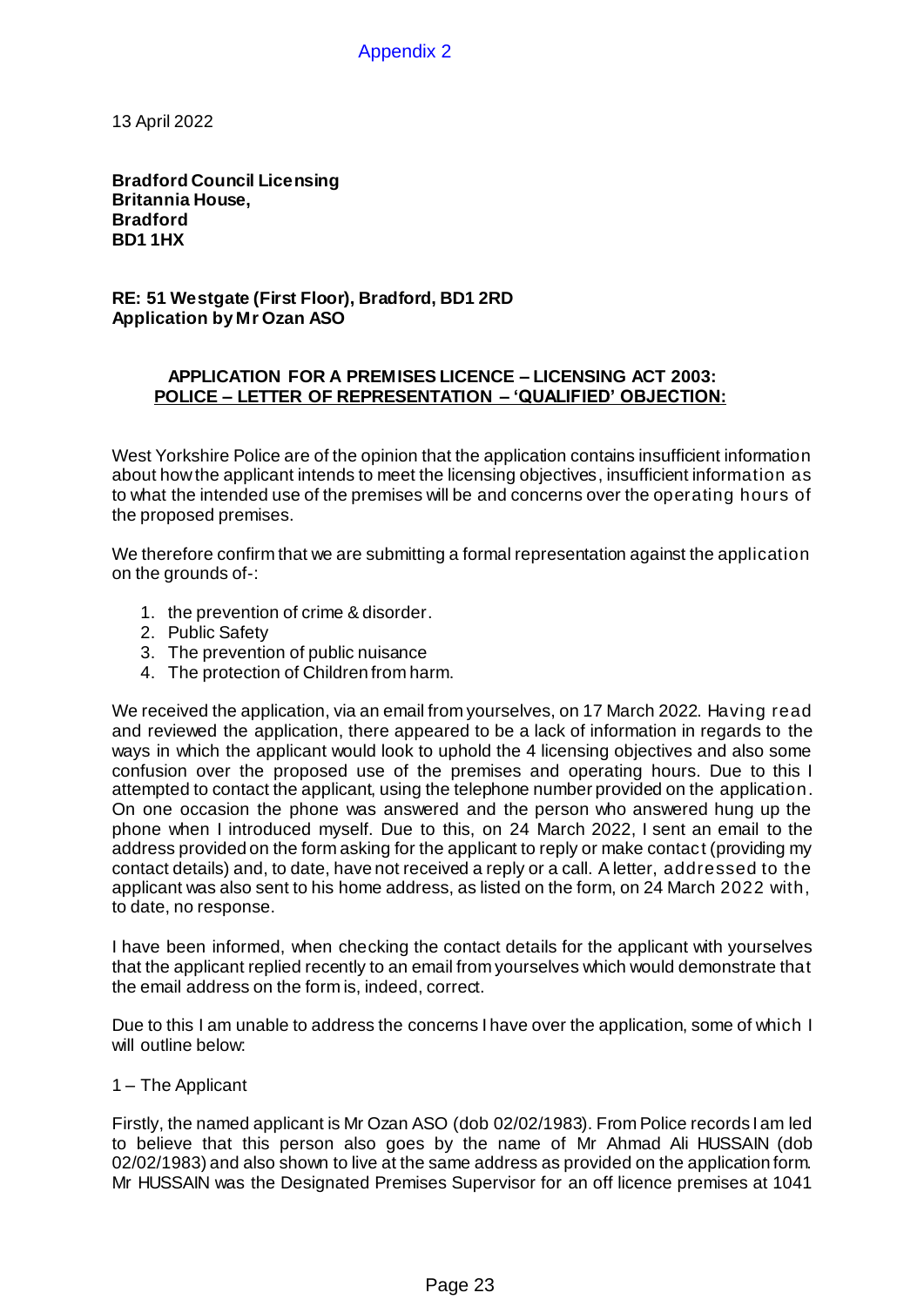Appendix 2

13 April 2022

**Bradford Council Licensing**
**Britannia House,**
**Bradford**
**BD1 1HX**

**RE: 51 Westgate (First Floor), Bradford, BD1 2RD**
**Application by Mr Ozan ASO**

**APPLICATION FOR A PREMISES LICENCE – LICENSING ACT 2003:**
**<u>POLICE – LETTER OF REPRESENTATION – 'QUALIFIED' OBJECTION:</u>**

West Yorkshire Police are of the opinion that the application contains insufficient information about how the applicant intends to meet the licensing objectives, insufficient information as to what the intended use of the premises will be and concerns over the operating hours of the proposed premises.

We therefore confirm that we are submitting a formal representation against the application on the grounds of-:

1. the prevention of crime & disorder.
2. Public Safety
3. The prevention of public nuisance
4. The protection of Children from harm.

We received the application, via an email from yourselves, on 17 March 2022. Having read and reviewed the application, there appeared to be a lack of information in regards to the ways in which the applicant would look to uphold the 4 licensing objectives and also some confusion over the proposed use of the premises and operating hours. Due to this I attempted to contact the applicant, using the telephone number provided on the application. On one occasion the phone was answered and the person who answered hung up the phone when I introduced myself. Due to this, on 24 March 2022, I sent an email to the address provided on the form asking for the applicant to reply or make contact (providing my contact details) and, to date, have not received a reply or a call. A letter, addressed to the applicant was also sent to his home address, as listed on the form, on 24 March 2022 with, to date, no response.

I have been informed, when checking the contact details for the applicant with yourselves that the applicant replied recently to an email from yourselves which would demonstrate that the email address on the form is, indeed, correct.

Due to this I am unable to address the concerns I have over the application, some of which I will outline below:

1 – The Applicant

Firstly, the named applicant is Mr Ozan ASO (dob 02/02/1983). From Police records I am led to believe that this person also goes by the name of Mr Ahmad Ali HUSSAIN (dob 02/02/1983) and also shown to live at the same address as provided on the application form. Mr HUSSAIN was the Designated Premises Supervisor for an off licence premises at 1041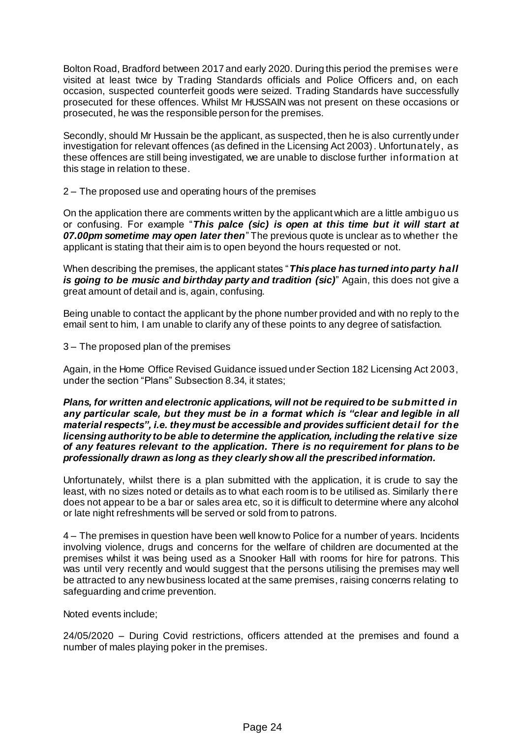Bolton Road, Bradford between 2017 and early 2020. During this period the premises were visited at least twice by Trading Standards officials and Police Officers and, on each occasion, suspected counterfeit goods were seized. Trading Standards have successfully prosecuted for these offences. Whilst Mr HUSSAIN was not present on these occasions or prosecuted, he was the responsible person for the premises.

Secondly, should Mr Hussain be the applicant, as suspected, then he is also currently under investigation for relevant offences (as defined in the Licensing Act 2003). Unfortunately, as these offences are still being investigated, we are unable to disclose further information at this stage in relation to these.

2 – The proposed use and operating hours of the premises

On the application there are comments written by the applicant which are a little ambiguous or confusing. For example "***This palce (sic) is open at this time but it will start at 07.00pm sometime may open later then***" The previous quote is unclear as to whether the applicant is stating that their aim is to open beyond the hours requested or not.

When describing the premises, the applicant states "***This place has turned into party hall is going to be music and birthday party and tradition (sic)***" Again, this does not give a great amount of detail and is, again, confusing.

Being unable to contact the applicant by the phone number provided and with no reply to the email sent to him, I am unable to clarify any of these points to any degree of satisfaction.

3 – The proposed plan of the premises

Again, in the Home Office Revised Guidance issued under Section 182 Licensing Act 2003, under the section "Plans" Subsection 8.34, it states;

***Plans, for written and electronic applications, will not be required to be submitted in any particular scale, but they must be in a format which is "clear and legible in all material respects", i.e. they must be accessible and provides sufficient detail for the licensing authority to be able to determine the application, including the relative size of any features relevant to the application. There is no requirement for plans to be professionally drawn as long as they clearly show all the prescribed information.***

Unfortunately, whilst there is a plan submitted with the application, it is crude to say the least, with no sizes noted or details as to what each room is to be utilised as. Similarly there does not appear to be a bar or sales area etc, so it is difficult to determine where any alcohol or late night refreshments will be served or sold from to patrons.

4 – The premises in question have been well know to Police for a number of years. Incidents involving violence, drugs and concerns for the welfare of children are documented at the premises whilst it was being used as a Snooker Hall with rooms for hire for patrons. This was until very recently and would suggest that the persons utilising the premises may well be attracted to any new business located at the same premises, raising concerns relating to safeguarding and crime prevention.

Noted events include;

24/05/2020 – During Covid restrictions, officers attended at the premises and found a number of males playing poker in the premises.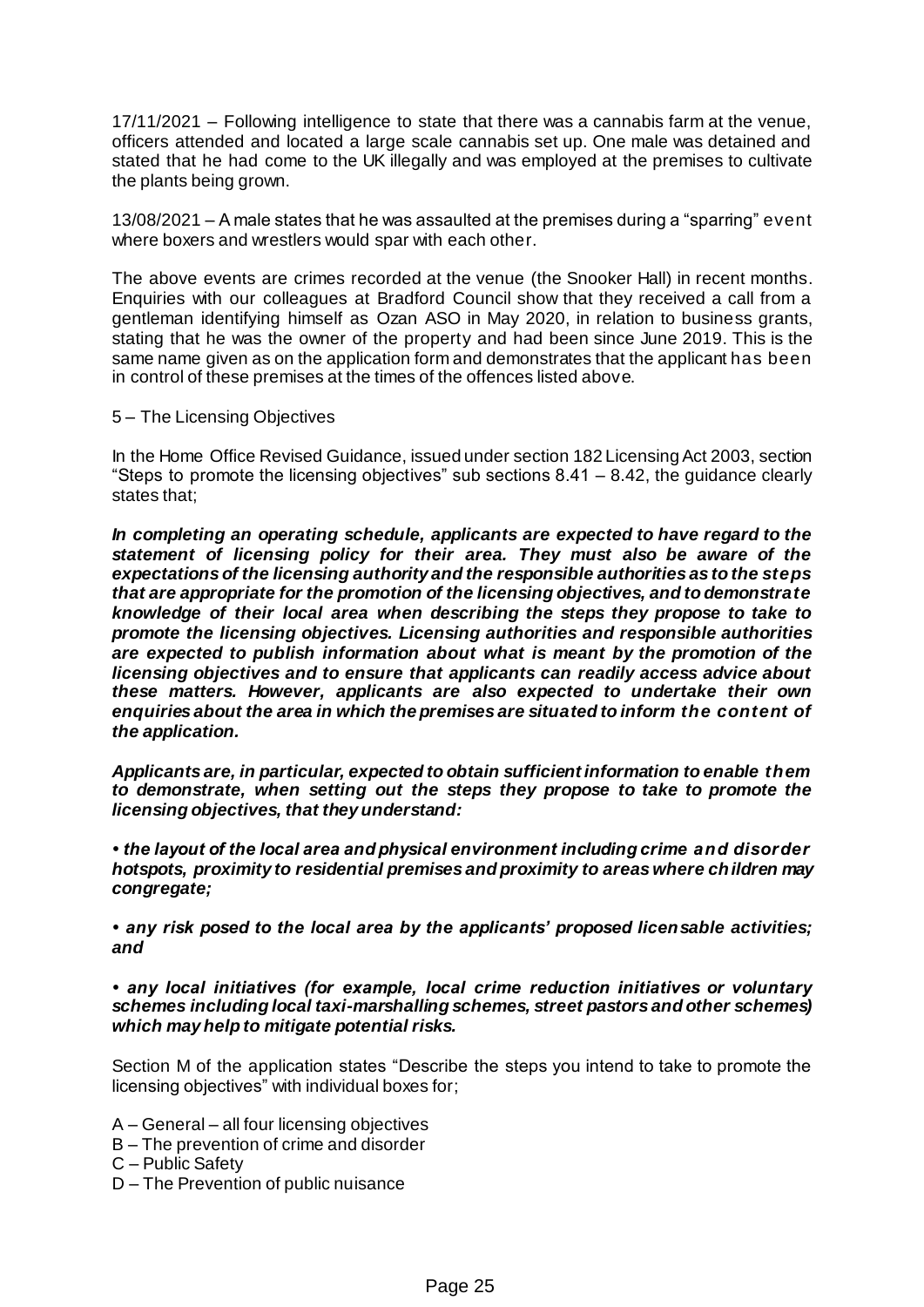17/11/2021 – Following intelligence to state that there was a cannabis farm at the venue, officers attended and located a large scale cannabis set up. One male was detained and stated that he had come to the UK illegally and was employed at the premises to cultivate the plants being grown.

13/08/2021 – A male states that he was assaulted at the premises during a "sparring" event where boxers and wrestlers would spar with each other.

The above events are crimes recorded at the venue (the Snooker Hall) in recent months. Enquiries with our colleagues at Bradford Council show that they received a call from a gentleman identifying himself as Ozan ASO in May 2020, in relation to business grants, stating that he was the owner of the property and had been since June 2019. This is the same name given as on the application form and demonstrates that the applicant has been in control of these premises at the times of the offences listed above.

5 – The Licensing Objectives

In the Home Office Revised Guidance, issued under section 182 Licensing Act 2003, section "Steps to promote the licensing objectives" sub sections 8.41 – 8.42, the guidance clearly states that;

***In completing an operating schedule, applicants are expected to have regard to the statement of licensing policy for their area. They must also be aware of the expectations of the licensing authority and the responsible authorities as to the steps that are appropriate for the promotion of the licensing objectives, and to demonstrate knowledge of their local area when describing the steps they propose to take to promote the licensing objectives. Licensing authorities and responsible authorities are expected to publish information about what is meant by the promotion of the licensing objectives and to ensure that applicants can readily access advice about these matters. However, applicants are also expected to undertake their own enquiries about the area in which the premises are situated to inform the content of the application.***

***Applicants are, in particular, expected to obtain sufficient information to enable them to demonstrate, when setting out the steps they propose to take to promote the licensing objectives, that they understand:***

***• the layout of the local area and physical environment including crime and disorder hotspots, proximity to residential premises and proximity to areas where children may congregate;***

***• any risk posed to the local area by the applicants' proposed licensable activities; and***

***• any local initiatives (for example, local crime reduction initiatives or voluntary schemes including local taxi-marshalling schemes, street pastors and other schemes) which may help to mitigate potential risks.***

Section M of the application states "Describe the steps you intend to take to promote the licensing objectives" with individual boxes for;

A – General – all four licensing objectives  
B – The prevention of crime and disorder  
C – Public Safety  
D – The Prevention of public nuisance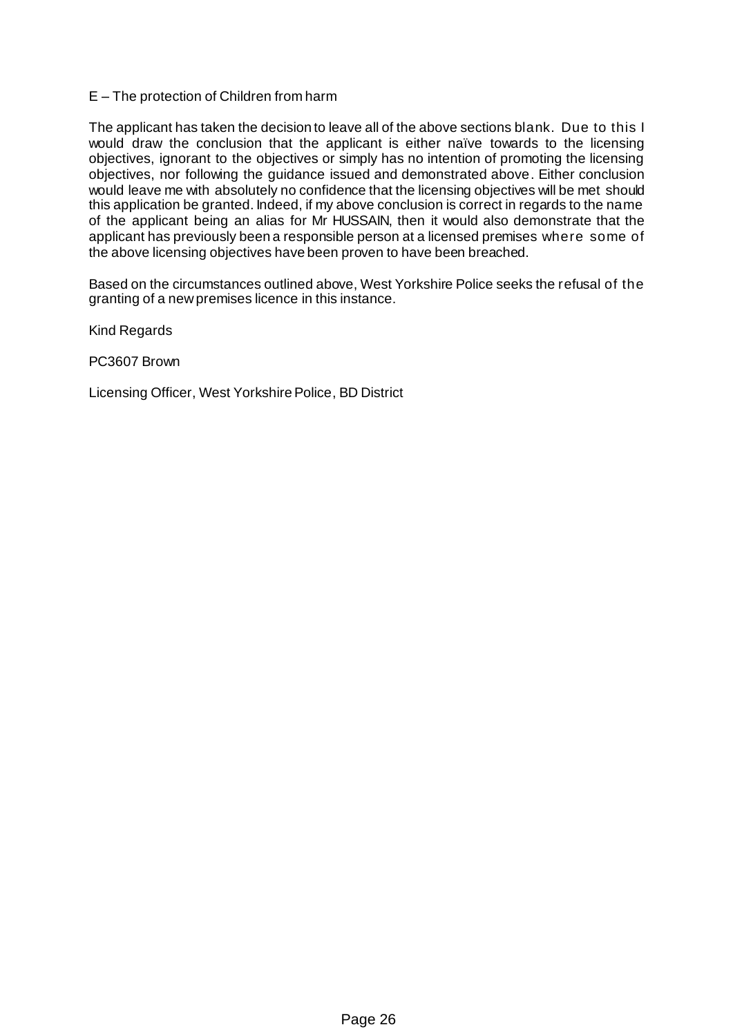E – The protection of Children from harm

The applicant has taken the decision to leave all of the above sections blank. Due to this I would draw the conclusion that the applicant is either naïve towards to the licensing objectives, ignorant to the objectives or simply has no intention of promoting the licensing objectives, nor following the guidance issued and demonstrated above. Either conclusion would leave me with absolutely no confidence that the licensing objectives will be met should this application be granted. Indeed, if my above conclusion is correct in regards to the name of the applicant being an alias for Mr HUSSAIN, then it would also demonstrate that the applicant has previously been a responsible person at a licensed premises where some of the above licensing objectives have been proven to have been breached.

Based on the circumstances outlined above, West Yorkshire Police seeks the refusal of the granting of a new premises licence in this instance.

Kind Regards

PC3607 Brown

Licensing Officer, West Yorkshire Police, BD District